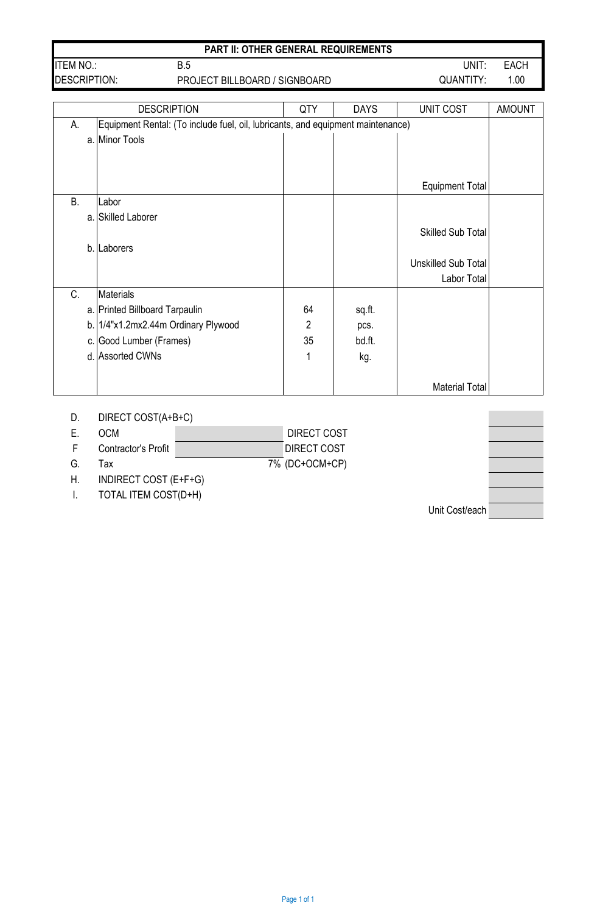## PART II: OTHER GENERAL REQUIREMENTS

| ITEM NO.: | B.5 | UNIT: | EACH |
|---|---|---|---|
| DESCRIPTION: | PROJECT BILLBOARD / SIGNBOARD | QUANTITY: | 1.00 |

| | DESCRIPTION | QTY | DAYS | UNIT COST | AMOUNT |
|---|---|---|---|---|---|
| A. | Equipment Rental: (To include fuel, oil, lubricants, and equipment maintenance) | | | | |
| a. | Minor Tools | | | | |
| | | | | Equipment Total | |
| B. | Labor | | | | |
| a. | Skilled Laborer | | | | |
| | | | | Skilled Sub Total | |
| b. | Laborers | | | | |
| | | | | Unskilled Sub Total | |
| | | | | Labor Total | |
| C. | Materials | | | | |
| a. | Printed Billboard Tarpaulin | 64 | sq.ft. | | |
| b. | 1/4"x1.2mx2.44m Ordinary Plywood | 2 | pcs. | | |
| c. | Good Lumber (Frames) | 35 | bd.ft. | | |
| d. | Assorted CWNs | 1 | kg. | | |
| | | | | Material Total | |

| | | | | |
|---|---|---|---|---|
| D. | DIRECT COST(A+B+C) | | | |
| E. | OCM | | DIRECT COST | |
| F | Contractor's Profit | | DIRECT COST | |
| G. | Tax | 7% | (DC+OCM+CP) | |
| H. | INDIRECT COST (E+F+G) | | | |
| I. | TOTAL ITEM COST(D+H) | | | |
| | | | Unit Cost/each | |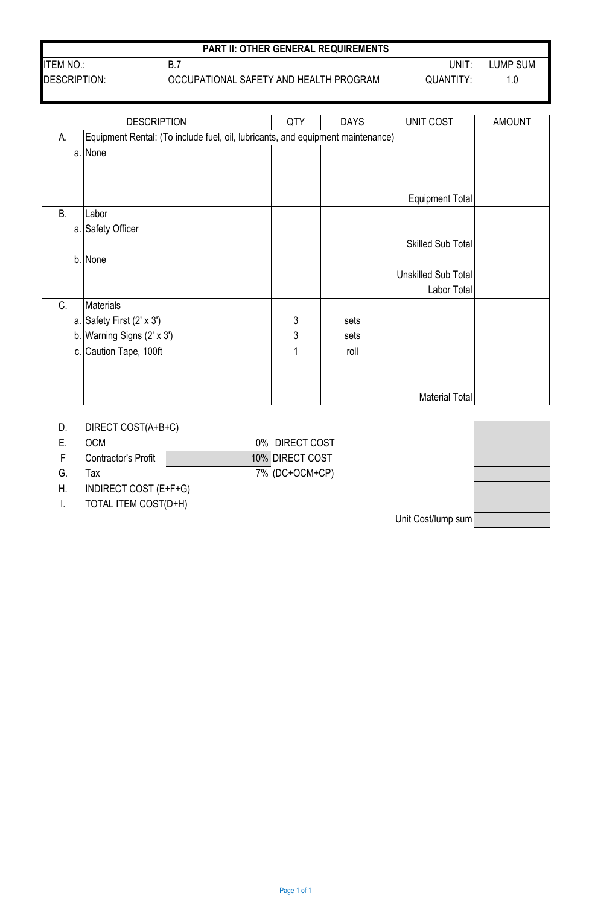## PART II: OTHER GENERAL REQUIREMENTS

| | | | |
|---|---|---|---|
| ITEM NO.: | B.7 | UNIT: | LUMP SUM |
| DESCRIPTION: | OCCUPATIONAL SAFETY AND HEALTH PROGRAM | QUANTITY: | 1.0 |

| | | DESCRIPTION | QTY | DAYS | UNIT COST | AMOUNT |
|---|---|---|---|---|---|---|
| A. | | Equipment Rental: (To include fuel, oil, lubricants, and equipment maintenance) | | | | |
| | a. | None | | | | |
| | | | | | Equipment Total | |
| B. | | Labor | | | | |
| | a. | Safety Officer | | | | |
| | | | | | Skilled Sub Total | |
| | b. | None | | | | |
| | | | | | Unskilled Sub Total | |
| | | | | | Labor Total | |
| C. | | Materials | | | | |
| | a. | Safety First (2' x 3') | 3 | sets | | |
| | b. | Warning Signs (2' x 3') | 3 | sets | | |
| | c. | Caution Tape, 100ft | 1 | roll | | |
| | | | | | Material Total | |

| | | | | |
|---|---|---|---|---|
| D. | DIRECT COST(A+B+C) | | | |
| E. | OCM | 0% | DIRECT COST | |
| F | Contractor's Profit | 10% | DIRECT COST | |
| G. | Tax | 7% | (DC+OCM+CP) | |
| H. | INDIRECT COST (E+F+G) | | | |
| I. | TOTAL ITEM COST(D+H) | | | |
| | | | Unit Cost/lump sum | |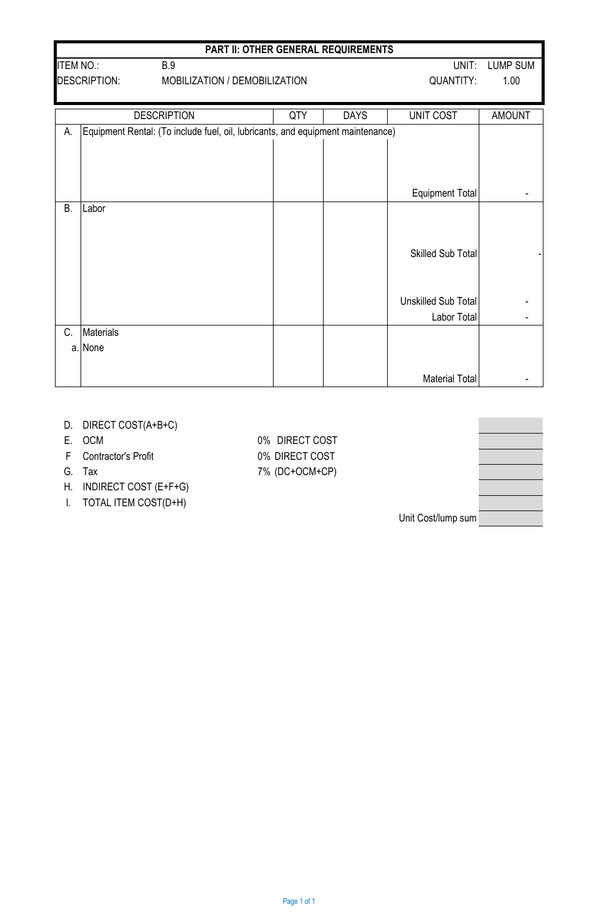**PART II: OTHER GENERAL REQUIREMENTS**

| | | | |
|---|---|---|---|
| ITEM NO.: | B.9 | UNIT: | LUMP SUM |
| DESCRIPTION: | MOBILIZATION / DEMOBILIZATION | QUANTITY: | 1.00 |

| | DESCRIPTION | QTY | DAYS | UNIT COST | AMOUNT |
|---|---|---|---|---|---|
| A. | Equipment Rental: (To include fuel, oil, lubricants, and equipment maintenance) | | | | |
| | | | | Equipment Total | - |
| B. | Labor | | | | |
| | | | | Skilled Sub Total | - |
| | | | | Unskilled Sub Total | - |
| | | | | Labor Total | - |
| C. | Materials | | | | |
| a. | None | | | | |
| | | | | Material Total | - |

| | | | |
|---|---|---|---|
| D. | DIRECT COST(A+B+C) | | |
| E. | OCM | 0% DIRECT COST | |
| F | Contractor's Profit | 0% DIRECT COST | |
| G. | Tax | 7% (DC+OCM+CP) | |
| H. | INDIRECT COST (E+F+G) | | |
| I. | TOTAL ITEM COST(D+H) | | |
| | | Unit Cost/lump sum | |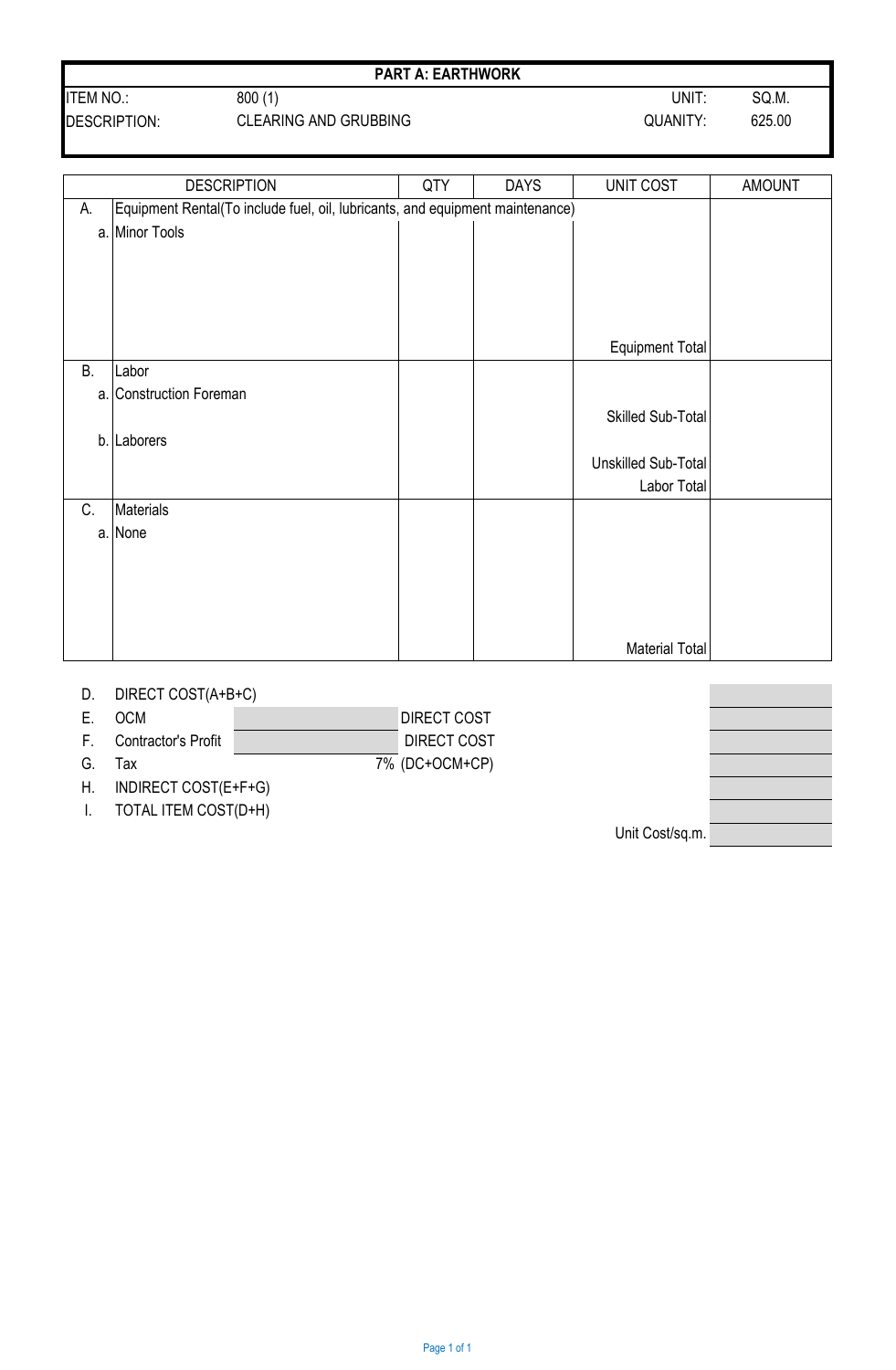**PART A: EARTHWORK**

| ITEM NO.: | 800 (1) | UNIT: | SQ.M. |
|---|---|---|---|
| DESCRIPTION: | CLEARING AND GRUBBING | QUANITY: | 625.00 |

| | DESCRIPTION | QTY | DAYS | UNIT COST | AMOUNT |
|---|---|---|---|---|---|
| A. | Equipment Rental(To include fuel, oil, lubricants, and equipment maintenance) | | | | |
| a. | Minor Tools | | | | |
| | | | | Equipment Total | |
| B. | Labor | | | | |
| a. | Construction Foreman | | | | |
| | | | | Skilled Sub-Total | |
| b. | Laborers | | | | |
| | | | | Unskilled Sub-Total | |
| | | | | Labor Total | |
| C. | Materials | | | | |
| a. | None | | | | |
| | | | | Material Total | |

| | | | | |
|---|---|---|---|---|
| D. | DIRECT COST(A+B+C) | | | |
| E. | OCM | | DIRECT COST | |
| F. | Contractor's Profit | | DIRECT COST | |
| G. | Tax | 7% | (DC+OCM+CP) | |
| H. | INDIRECT COST(E+F+G) | | | |
| I. | TOTAL ITEM COST(D+H) | | | |
| | | | Unit Cost/sq.m. | |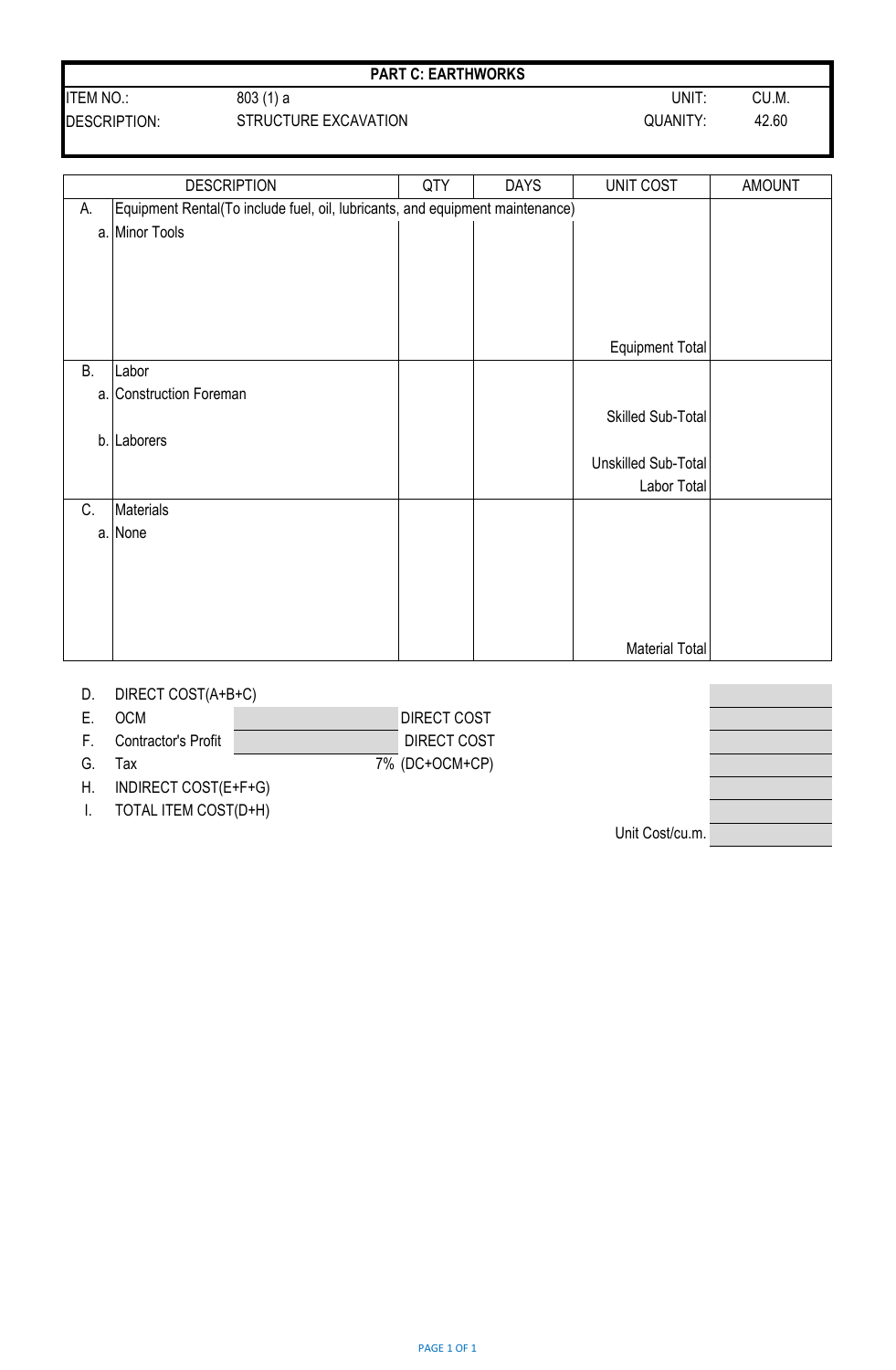**PART C: EARTHWORKS**

| | | | |
|---|---|---|---|
| ITEM NO.: | 803 (1) a | UNIT: | CU.M. |
| DESCRIPTION: | STRUCTURE EXCAVATION | QUANITY: | 42.60 |

| | DESCRIPTION | QTY | DAYS | UNIT COST | AMOUNT |
|---|---|---|---|---|---|
| A. | Equipment Rental(To include fuel, oil, lubricants, and equipment maintenance) | | | | |
| a. | Minor Tools | | | | |
| | | | | Equipment Total | |
| B. | Labor | | | | |
| a. | Construction Foreman | | | | |
| | | | | Skilled Sub-Total | |
| b. | Laborers | | | | |
| | | | | Unskilled Sub-Total | |
| | | | | Labor Total | |
| C. | Materials | | | | |
| a. | None | | | | |
| | | | | Material Total | |

| | | | | |
|---|---|---|---|---|
| D. | DIRECT COST(A+B+C) | | | |
| E. | OCM | | DIRECT COST | |
| F. | Contractor's Profit | | DIRECT COST | |
| G. | Tax | 7% | (DC+OCM+CP) | |
| H. | INDIRECT COST(E+F+G) | | | |
| I. | TOTAL ITEM COST(D+H) | | | |
| | | | Unit Cost/cu.m. | |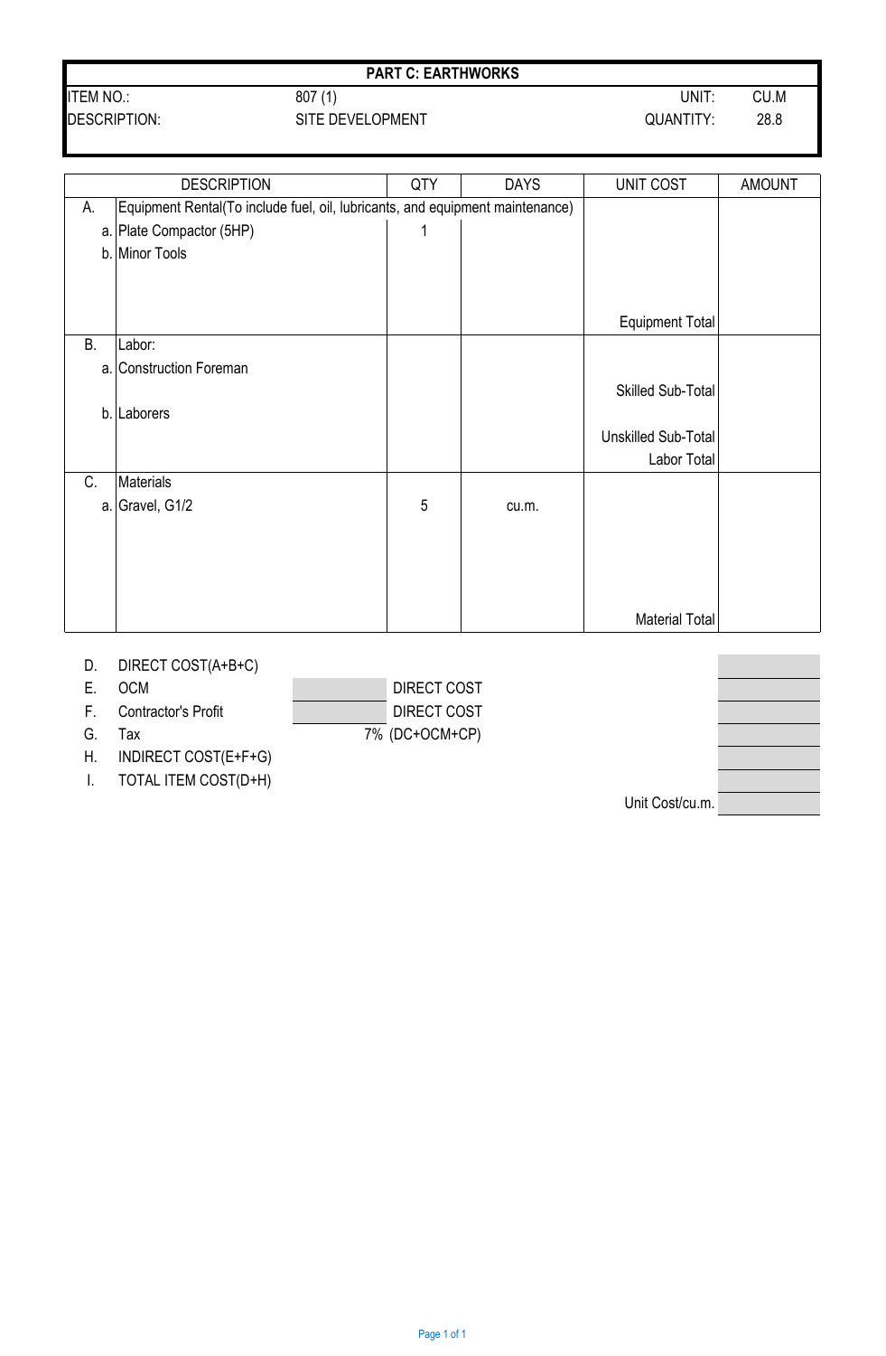## PART C: EARTHWORKS

| | | | |
|---|---|---|---|
| ITEM NO.: | 807 (1) | UNIT: | CU.M |
| DESCRIPTION: | SITE DEVELOPMENT | QUANTITY: | 28.8 |

| | DESCRIPTION | QTY | DAYS | UNIT COST | AMOUNT |
|---|---|---|---|---|---|
| A. | Equipment Rental(To include fuel, oil, lubricants, and equipment maintenance) | | | | |
| a. | Plate Compactor (5HP) | 1 | | | |
| b. | Minor Tools | | | | |
| | | | | Equipment Total | |
| B. | Labor: | | | | |
| a. | Construction Foreman | | | | |
| | | | | Skilled Sub-Total | |
| b. | Laborers | | | | |
| | | | | Unskilled Sub-Total | |
| | | | | Labor Total | |
| C. | Materials | | | | |
| a. | Gravel, G1/2 | 5 | cu.m. | | |
| | | | | Material Total | |

| | | | | |
|---|---|---|---|---|
| D. | DIRECT COST(A+B+C) | | | |
| E. | OCM | | DIRECT COST | |
| F. | Contractor's Profit | | DIRECT COST | |
| G. | Tax | 7% | (DC+OCM+CP) | |
| H. | INDIRECT COST(E+F+G) | | | |
| I. | TOTAL ITEM COST(D+H) | | | |
| | | | Unit Cost/cu.m. | |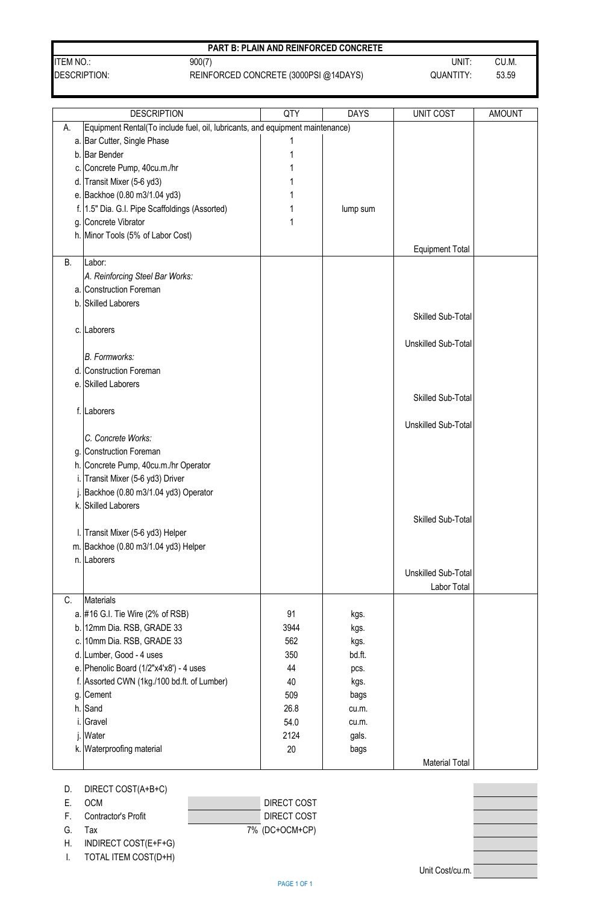## PART B: PLAIN AND REINFORCED CONCRETE

| | | | |
|---|---|---|---|
| ITEM NO.: | 900(7) | UNIT: | CU.M. |
| DESCRIPTION: | REINFORCED CONCRETE (3000PSI @14DAYS) | QUANTITY: | 53.59 |

| | DESCRIPTION | QTY | DAYS | UNIT COST | AMOUNT |
|---|---|---|---|---|---|
| A. | Equipment Rental(To include fuel, oil, lubricants, and equipment maintenance) | | | | |
| a. | Bar Cutter, Single Phase | 1 | | | |
| b. | Bar Bender | 1 | | | |
| c. | Concrete Pump, 40cu.m./hr | 1 | | | |
| d. | Transit Mixer (5-6 yd3) | 1 | | | |
| e. | Backhoe (0.80 m3/1.04 yd3) | 1 | | | |
| f. | 1.5" Dia. G.I. Pipe Scaffoldings (Assorted) | 1 | lump sum | | |
| g. | Concrete Vibrator | 1 | | | |
| h. | Minor Tools (5% of Labor Cost) | | | | |
| | | | | Equipment Total | |
| B. | Labor: | | | | |
| | *A. Reinforcing Steel Bar Works:* | | | | |
| a. | Construction Foreman | | | | |
| b. | Skilled Laborers | | | | |
| | | | | Skilled Sub-Total | |
| c. | Laborers | | | | |
| | | | | Unskilled Sub-Total | |
| | *B. Formworks:* | | | | |
| d. | Construction Foreman | | | | |
| e. | Skilled Laborers | | | | |
| | | | | Skilled Sub-Total | |
| f. | Laborers | | | | |
| | | | | Unskilled Sub-Total | |
| | *C. Concrete Works:* | | | | |
| g. | Construction Foreman | | | | |
| h. | Concrete Pump, 40cu.m./hr Operator | | | | |
| i. | Transit Mixer (5-6 yd3) Driver | | | | |
| j. | Backhoe (0.80 m3/1.04 yd3) Operator | | | | |
| k. | Skilled Laborers | | | | |
| | | | | Skilled Sub-Total | |
| l. | Transit Mixer (5-6 yd3) Helper | | | | |
| m. | Backhoe (0.80 m3/1.04 yd3) Helper | | | | |
| n. | Laborers | | | | |
| | | | | Unskilled Sub-Total | |
| | | | | Labor Total | |
| C. | Materials | | | | |
| a. | #16 G.I. Tie Wire (2% of RSB) | 91 | kgs. | | |
| b. | 12mm Dia. RSB, GRADE 33 | 3944 | kgs. | | |
| c. | 10mm Dia. RSB, GRADE 33 | 562 | kgs. | | |
| d. | Lumber, Good - 4 uses | 350 | bd.ft. | | |
| e. | Phenolic Board (1/2"x4'x8') - 4 uses | 44 | pcs. | | |
| f. | Assorted CWN (1kg./100 bd.ft. of Lumber) | 40 | kgs. | | |
| g. | Cement | 509 | bags | | |
| h. | Sand | 26.8 | cu.m. | | |
| i. | Gravel | 54.0 | cu.m. | | |
| j. | Water | 2124 | gals. | | |
| k. | Waterproofing material | 20 | bags | | |
| | | | | Material Total | |

| | | | | |
|---|---|---|---|---|
| D. | DIRECT COST(A+B+C) | | | |
| E. | OCM | | DIRECT COST | |
| F. | Contractor's Profit | | DIRECT COST | |
| G. | Tax | 7% | (DC+OCM+CP) | |
| H. | INDIRECT COST(E+F+G) | | | |
| I. | TOTAL ITEM COST(D+H) | | | |
| | | | Unit Cost/cu.m. | |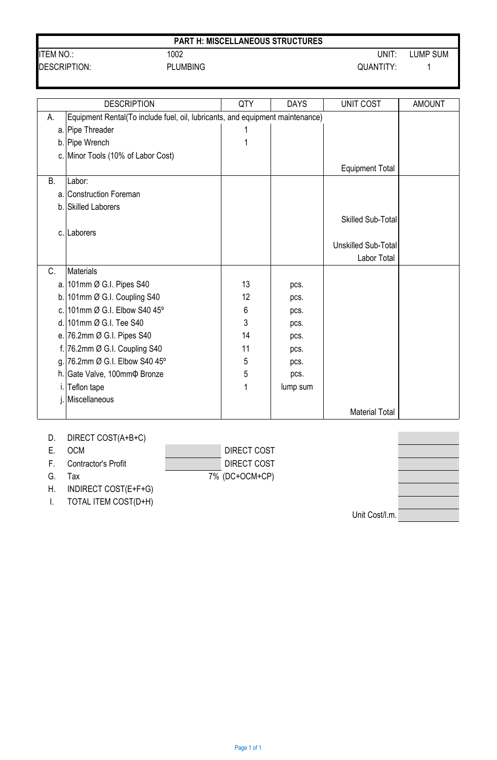## PART H: MISCELLANEOUS STRUCTURES

| | | | |
|---|---|---|---|
| ITEM NO.: | 1002 | UNIT: | LUMP SUM |
| DESCRIPTION: | PLUMBING | QUANTITY: | 1 |

| | DESCRIPTION | QTY | DAYS | UNIT COST | AMOUNT |
|---|---|---|---|---|---|
| A. | Equipment Rental(To include fuel, oil, lubricants, and equipment maintenance) | | | | |
| a. | Pipe Threader | 1 | | | |
| b. | Pipe Wrench | 1 | | | |
| c. | Minor Tools (10% of Labor Cost) | | | | |
| | | | | Equipment Total | |
| B. | Labor: | | | | |
| a. | Construction Foreman | | | | |
| b. | Skilled Laborers | | | | |
| | | | | Skilled Sub-Total | |
| c. | Laborers | | | | |
| | | | | Unskilled Sub-Total | |
| | | | | Labor Total | |
| C. | Materials | | | | |
| a. | 101mm Ø G.I. Pipes S40 | 13 | pcs. | | |
| b. | 101mm Ø G.I. Coupling S40 | 12 | pcs. | | |
| c. | 101mm Ø G.I. Elbow S40 45º | 6 | pcs. | | |
| d. | 101mm Ø G.I. Tee S40 | 3 | pcs. | | |
| e. | 76.2mm Ø G.I. Pipes S40 | 14 | pcs. | | |
| f. | 76.2mm Ø G.I. Coupling S40 | 11 | pcs. | | |
| g. | 76.2mm Ø G.I. Elbow S40 45º | 5 | pcs. | | |
| h. | Gate Valve, 100mmΦ Bronze | 5 | pcs. | | |
| i. | Teflon tape | 1 | lump sum | | |
| j. | Miscellaneous | | | | |
| | | | | Material Total | |

| | | | | |
|---|---|---|---|---|
| D. | DIRECT COST(A+B+C) | | | |
| E. | OCM | | DIRECT COST | |
| F. | Contractor's Profit | | DIRECT COST | |
| G. | Tax | 7% | (DC+OCM+CP) | |
| H. | INDIRECT COST(E+F+G) | | | |
| I. | TOTAL ITEM COST(D+H) | | | |
| | | | Unit Cost/l.m. | |